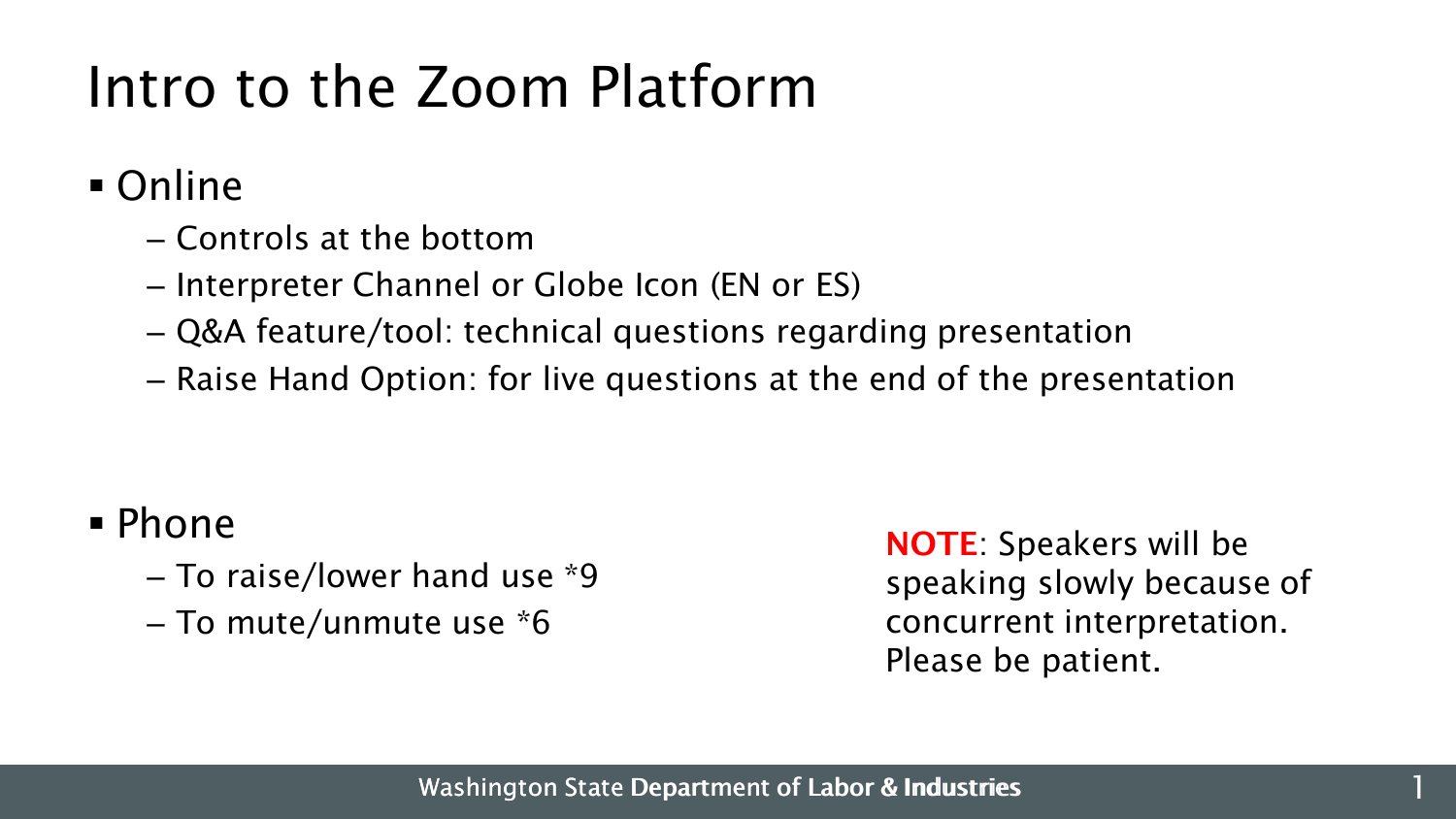# Intro to the Zoom Platform

- Online
  - Controls at the bottom
  - Interpreter Channel or Globe Icon (EN or ES)
  - Q&A feature/tool: technical questions regarding presentation
  - Raise Hand Option: for live questions at the end of the presentation

- Phone
  - To raise/lower hand use *9
  - To mute/unmute use *6

**NOTE**: Speakers will be speaking slowly because of concurrent interpretation. Please be patient.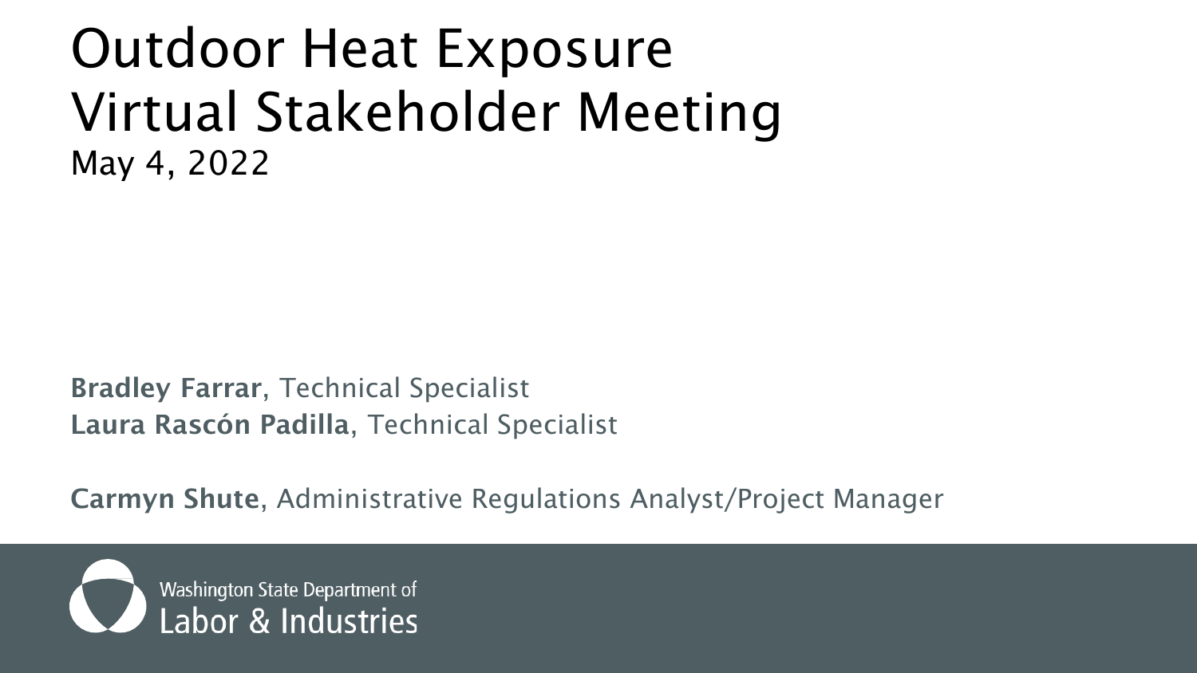# Outdoor Heat Exposure Virtual Stakeholder Meeting

May 4, 2022

**Bradley Farrar**, Technical Specialist
**Laura Rascón Padilla**, Technical Specialist

**Carmyn Shute**, Administrative Regulations Analyst/Project Manager

Washington State Department of Labor & Industries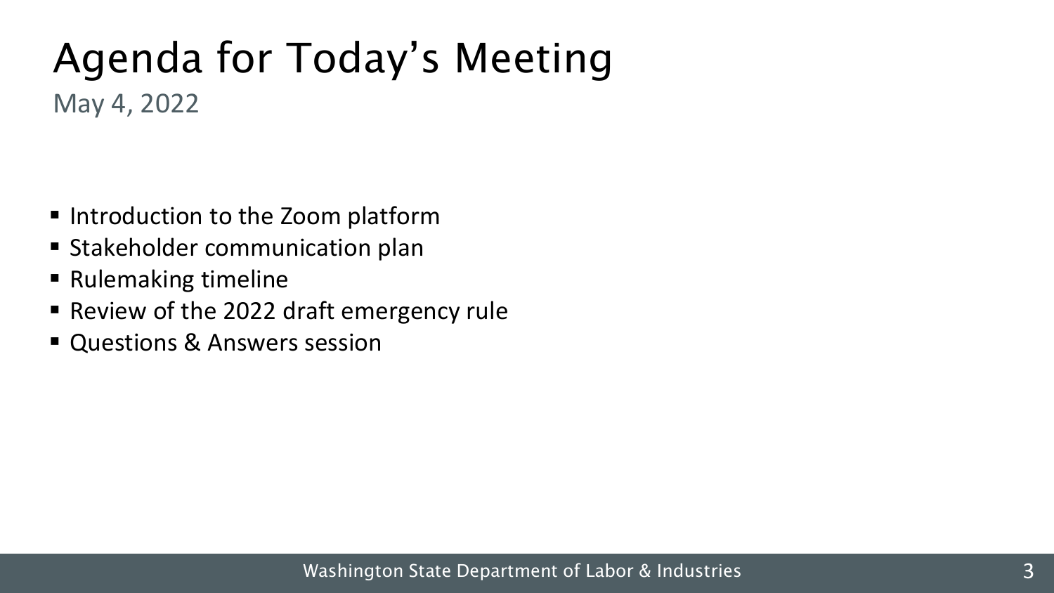# Agenda for Today's Meeting

May 4, 2022

- Introduction to the Zoom platform
- Stakeholder communication plan
- Rulemaking timeline
- Review of the 2022 draft emergency rule
- Questions & Answers session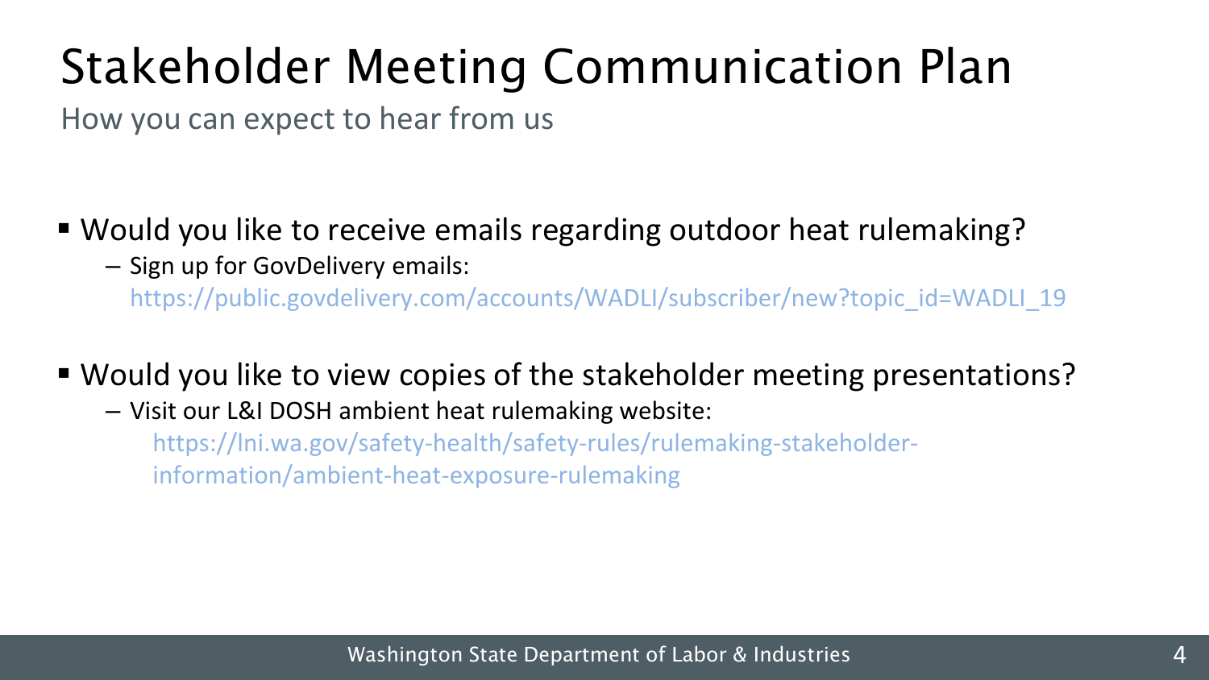# Stakeholder Meeting Communication Plan

How you can expect to hear from us

- Would you like to receive emails regarding outdoor heat rulemaking?
  - Sign up for GovDelivery emails: https://public.govdelivery.com/accounts/WADLI/subscriber/new?topic_id=WADLI_19
- Would you like to view copies of the stakeholder meeting presentations?
  - Visit our L&I DOSH ambient heat rulemaking website: https://lni.wa.gov/safety-health/safety-rules/rulemaking-stakeholder-information/ambient-heat-exposure-rulemaking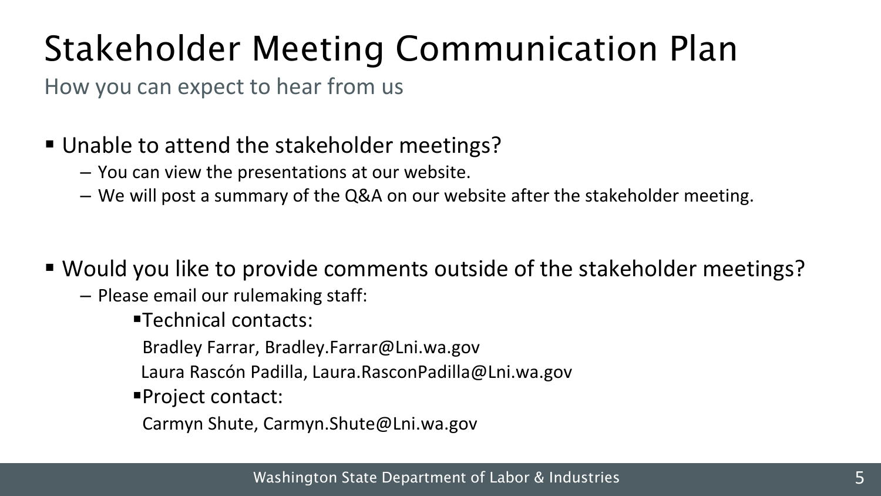# Stakeholder Meeting Communication Plan

How you can expect to hear from us

- Unable to attend the stakeholder meetings?
  - You can view the presentations at our website.
  - We will post a summary of the Q&A on our website after the stakeholder meeting.

- Would you like to provide comments outside of the stakeholder meetings?
  - Please email our rulemaking staff:
    - Technical contacts:

      Bradley Farrar, Bradley.Farrar@Lni.wa.gov

      Laura Rascón Padilla, Laura.RasconPadilla@Lni.wa.gov
    - Project contact:

      Carmyn Shute, Carmyn.Shute@Lni.wa.gov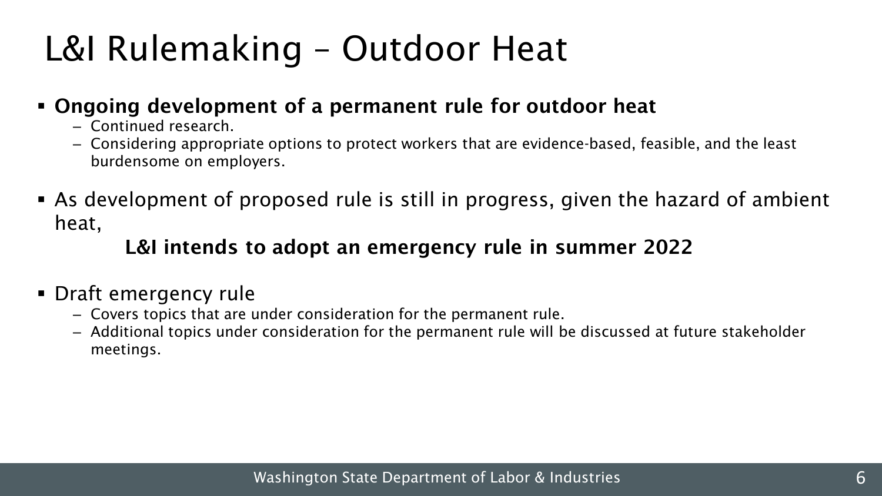# L&I Rulemaking – Outdoor Heat

- **Ongoing development of a permanent rule for outdoor heat**
  - Continued research.
  - Considering appropriate options to protect workers that are evidence-based, feasible, and the least burdensome on employers.
- As development of proposed rule is still in progress, given the hazard of ambient heat,

  **L&I intends to adopt an emergency rule in summer 2022**

- Draft emergency rule
  - Covers topics that are under consideration for the permanent rule.
  - Additional topics under consideration for the permanent rule will be discussed at future stakeholder meetings.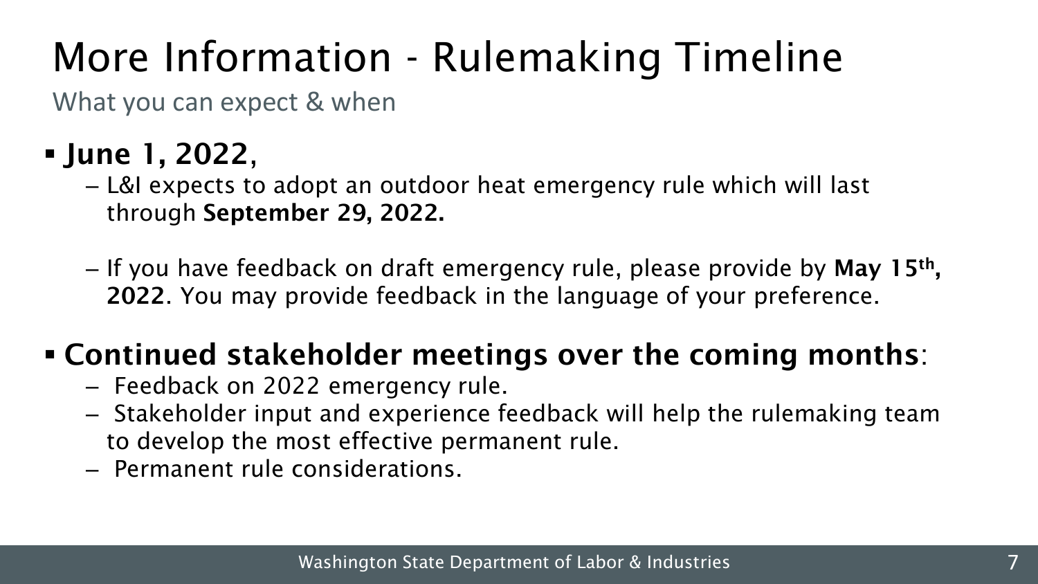# More Information - Rulemaking Timeline

What you can expect & when

- **June 1, 2022**,
  - L&I expects to adopt an outdoor heat emergency rule which will last through **September 29, 2022.**
  - If you have feedback on draft emergency rule, please provide by **May 15th, 2022**. You may provide feedback in the language of your preference.
- **Continued stakeholder meetings over the coming months**:
  - Feedback on 2022 emergency rule.
  - Stakeholder input and experience feedback will help the rulemaking team to develop the most effective permanent rule.
  - Permanent rule considerations.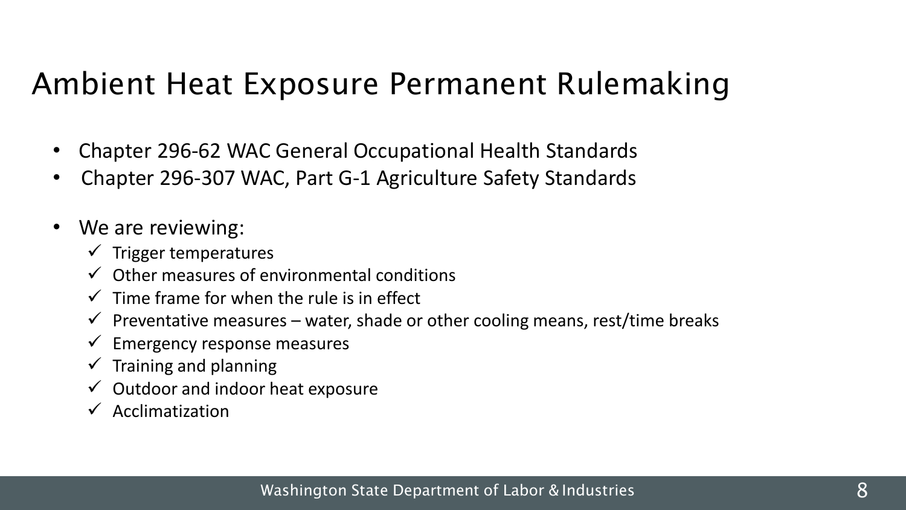# Ambient Heat Exposure Permanent Rulemaking

- Chapter 296-62 WAC General Occupational Health Standards
- Chapter 296-307 WAC, Part G-1 Agriculture Safety Standards

- We are reviewing:
  - ✓ Trigger temperatures
  - ✓ Other measures of environmental conditions
  - ✓ Time frame for when the rule is in effect
  - ✓ Preventative measures – water, shade or other cooling means, rest/time breaks
  - ✓ Emergency response measures
  - ✓ Training and planning
  - ✓ Outdoor and indoor heat exposure
  - ✓ Acclimatization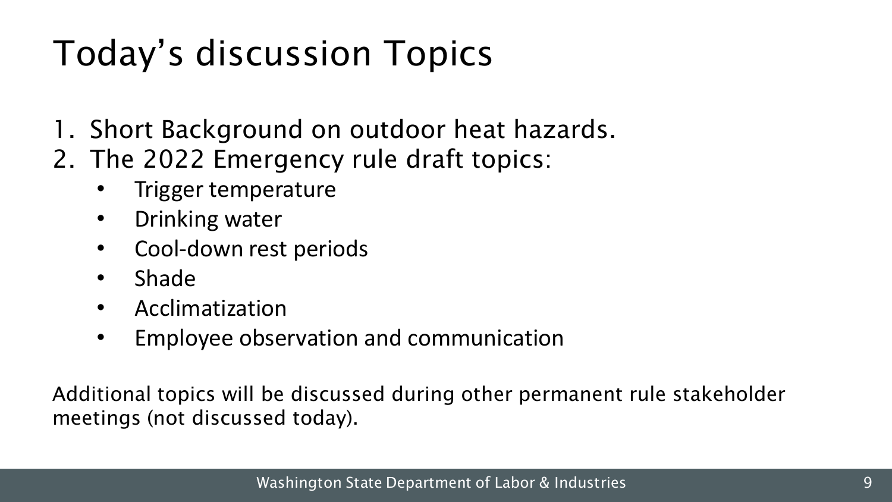# Today's discussion Topics

1. Short Background on outdoor heat hazards.
2. The 2022 Emergency rule draft topics:
   - Trigger temperature
   - Drinking water
   - Cool-down rest periods
   - Shade
   - Acclimatization
   - Employee observation and communication

Additional topics will be discussed during other permanent rule stakeholder meetings (not discussed today).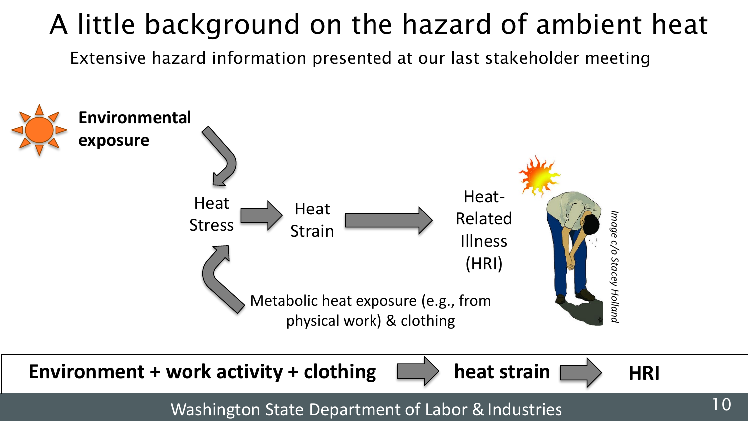# A little background on the hazard of ambient heat

Extensive hazard information presented at our last stakeholder meeting

**Environmental exposure**

Heat Stress → Heat Strain → Heat-Related Illness (HRI)

Metabolic heat exposure (e.g., from physical work) & clothing

*Image c/o Stacey Holland*

**Environment + work activity + clothing → heat strain → HRI**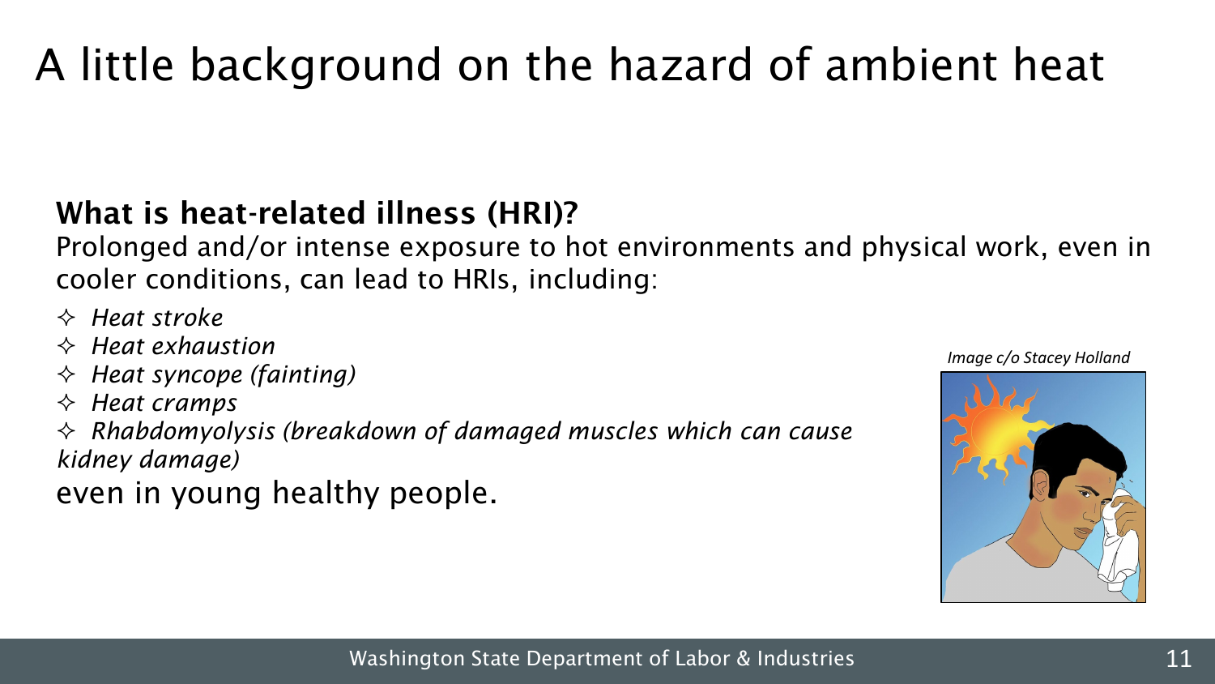# A little background on the hazard of ambient heat

**What is heat-related illness (HRI)?**

Prolonged and/or intense exposure to hot environments and physical work, even in cooler conditions, can lead to HRIs, including:

- *Heat stroke*
- *Heat exhaustion*
- *Heat syncope (fainting)*
- *Heat cramps*
- *Rhabdomyolysis (breakdown of damaged muscles which can cause kidney damage)*

even in young healthy people.

*Image c/o Stacey Holland*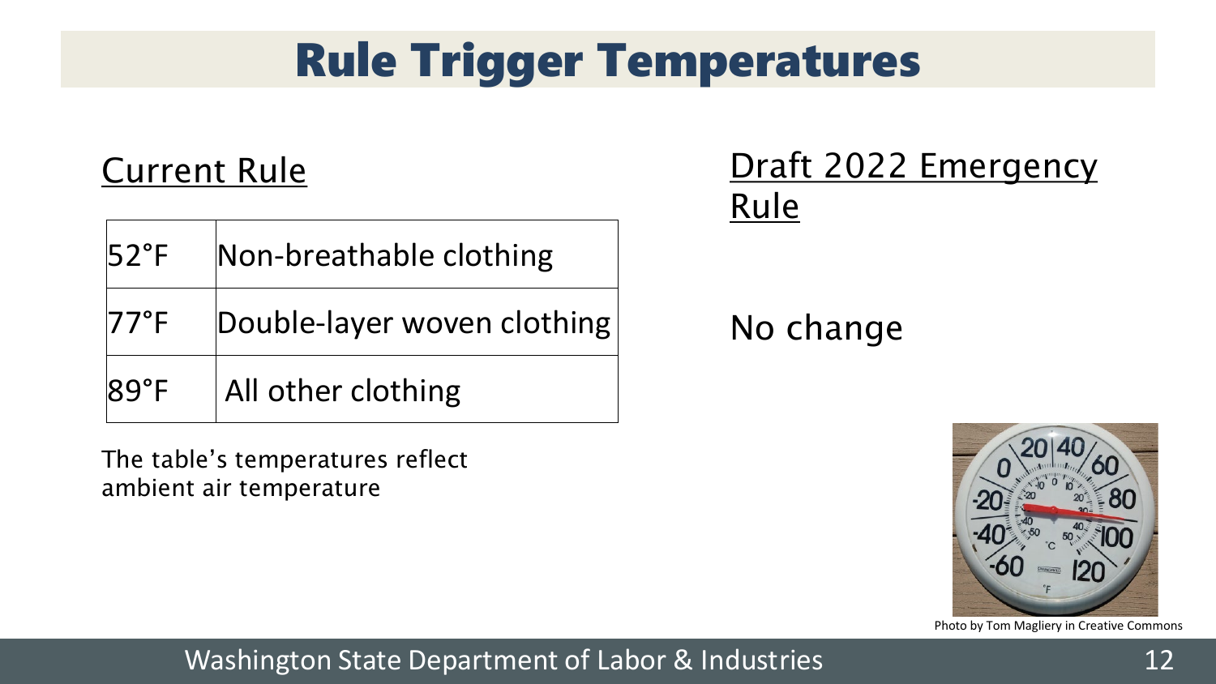# Rule Trigger Temperatures

## Current Rule

| | |
|---|---|
| 52°F | Non-breathable clothing |
| 77°F | Double-layer woven clothing |
| 89°F | All other clothing |

The table's temperatures reflect ambient air temperature

## Draft 2022 Emergency Rule

No change

Photo by Tom Magliery in Creative Commons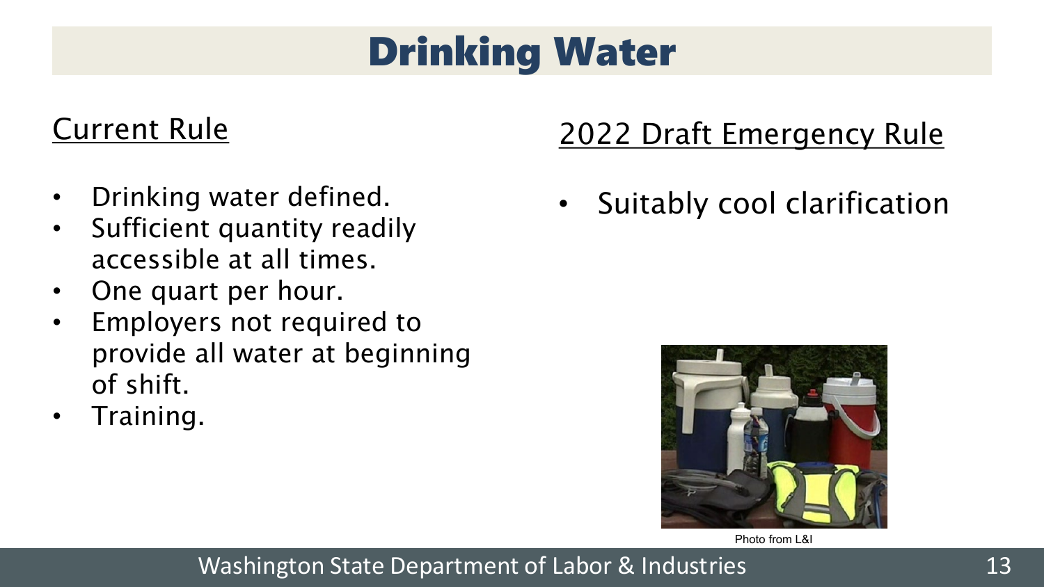# Drinking Water

## Current Rule

- Drinking water defined.
- Sufficient quantity readily accessible at all times.
- One quart per hour.
- Employers not required to provide all water at beginning of shift.
- Training.

## 2022 Draft Emergency Rule

- Suitably cool clarification

Photo from L&I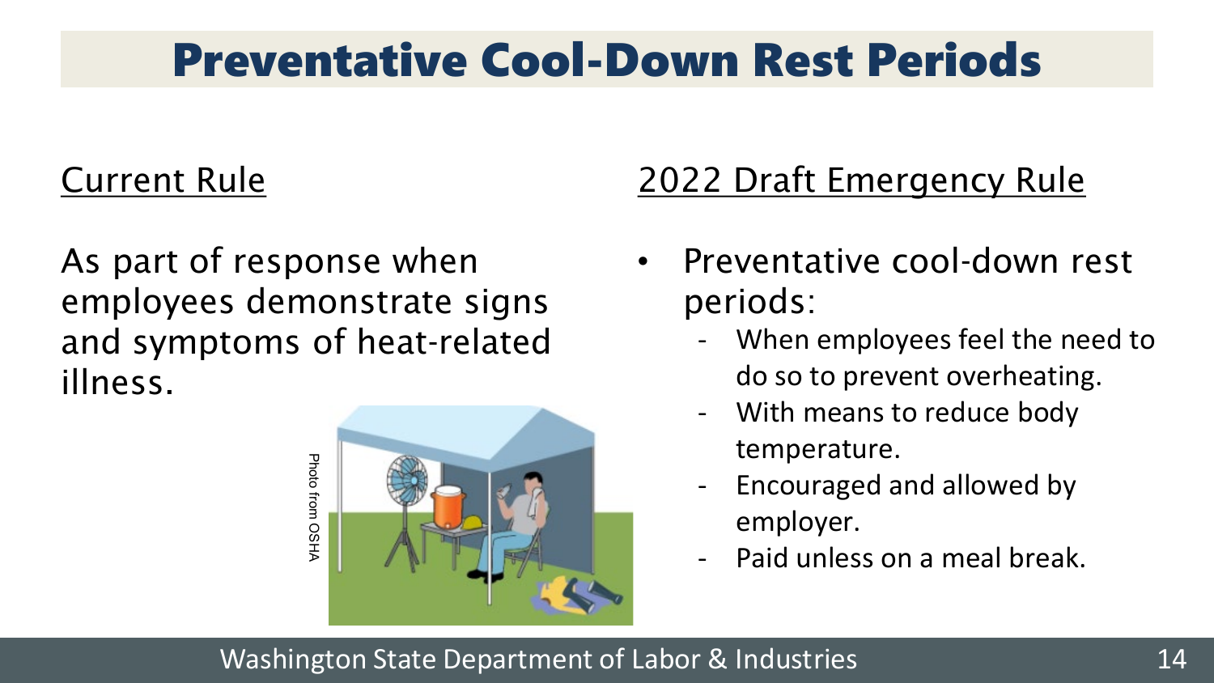# Preventative Cool-Down Rest Periods

## Current Rule

As part of response when employees demonstrate signs and symptoms of heat-related illness.

Photo from OSHA

## 2022 Draft Emergency Rule

- Preventative cool-down rest periods:
  - When employees feel the need to do so to prevent overheating.
  - With means to reduce body temperature.
  - Encouraged and allowed by employer.
  - Paid unless on a meal break.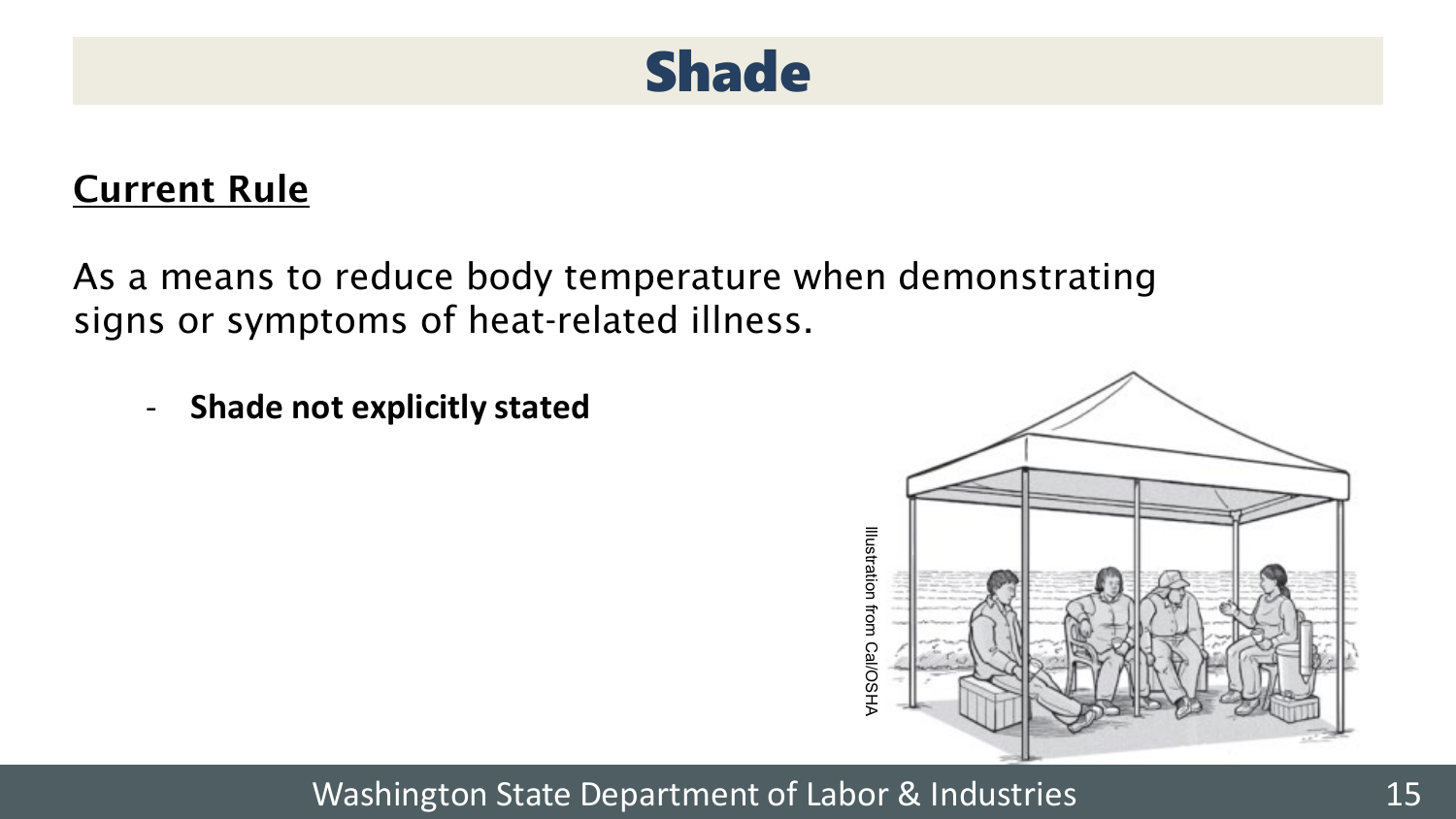# Shade

**Current Rule**

As a means to reduce body temperature when demonstrating signs or symptoms of heat-related illness.

- **Shade not explicitly stated**

Illustration from Cal/OSHA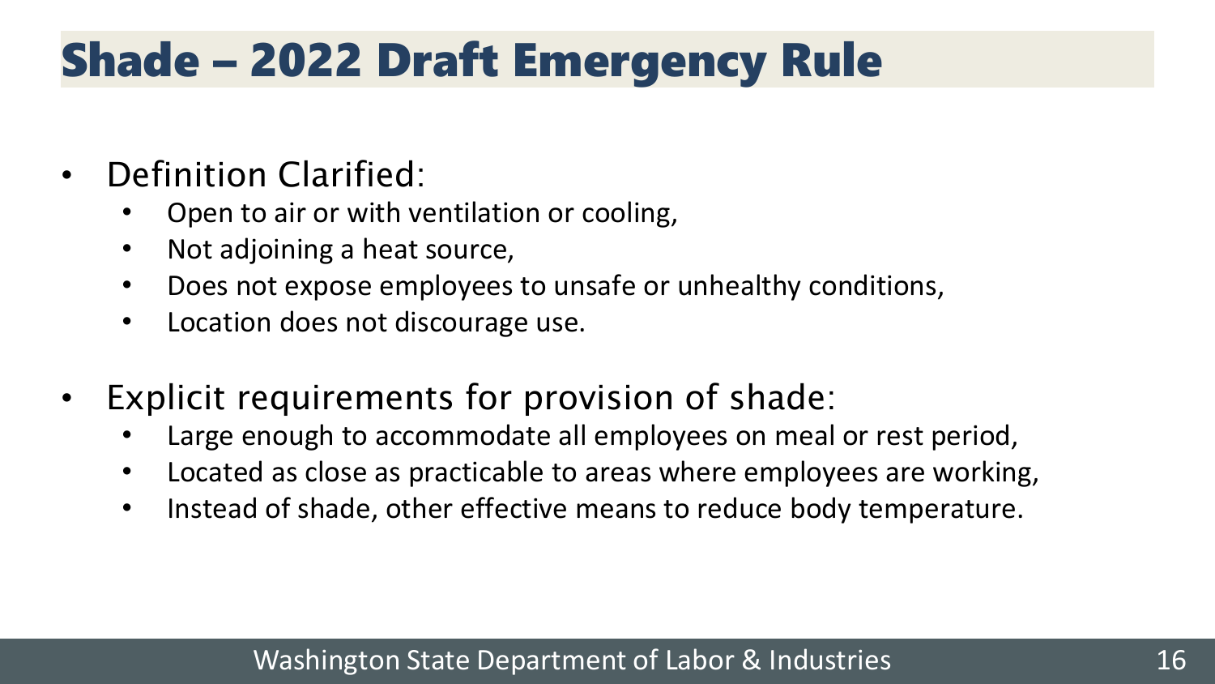# Shade – 2022 Draft Emergency Rule

- Definition Clarified:
  - Open to air or with ventilation or cooling,
  - Not adjoining a heat source,
  - Does not expose employees to unsafe or unhealthy conditions,
  - Location does not discourage use.
- Explicit requirements for provision of shade:
  - Large enough to accommodate all employees on meal or rest period,
  - Located as close as practicable to areas where employees are working,
  - Instead of shade, other effective means to reduce body temperature.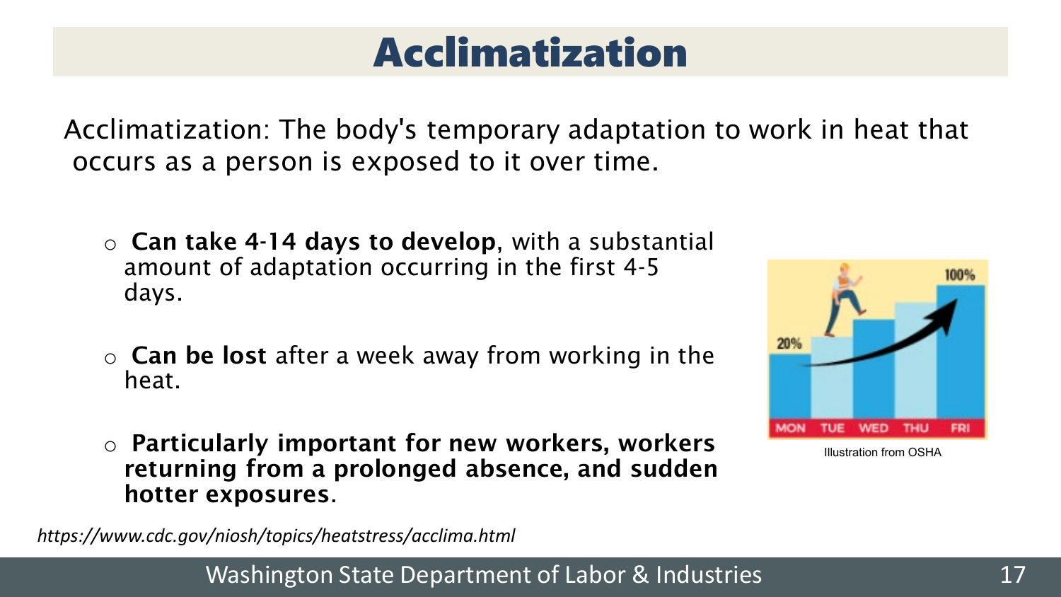# Acclimatization

Acclimatization: The body's temporary adaptation to work in heat that occurs as a person is exposed to it over time.

- **Can take 4-14 days to develop**, with a substantial amount of adaptation occurring in the first 4-5 days.
- **Can be lost** after a week away from working in the heat.
- **Particularly important for new workers, workers returning from a prolonged absence, and sudden hotter exposures**.

Illustration from OSHA

*https://www.cdc.gov/niosh/topics/heatstress/acclima.html*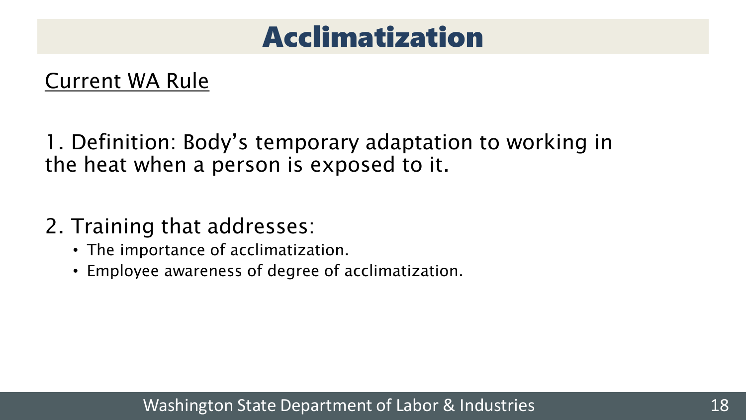# Acclimatization

Current WA Rule

1. Definition: Body's temporary adaptation to working in the heat when a person is exposed to it.

2. Training that addresses:
   - The importance of acclimatization.
   - Employee awareness of degree of acclimatization.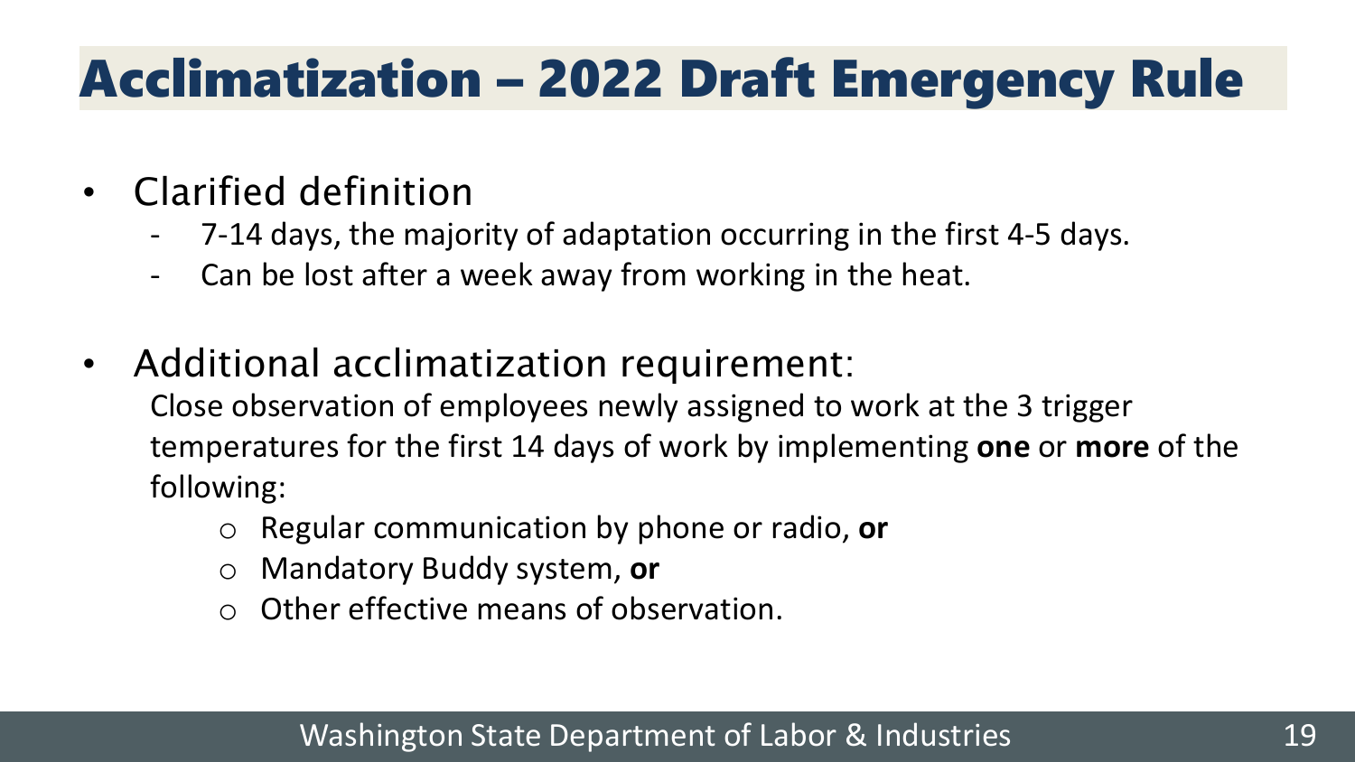# Acclimatization – 2022 Draft Emergency Rule

- Clarified definition
  - 7-14 days, the majority of adaptation occurring in the first 4-5 days.
  - Can be lost after a week away from working in the heat.

- Additional acclimatization requirement:

  Close observation of employees newly assigned to work at the 3 trigger temperatures for the first 14 days of work by implementing **one** or **more** of the following:

  - Regular communication by phone or radio, **or**
  - Mandatory Buddy system, **or**
  - Other effective means of observation.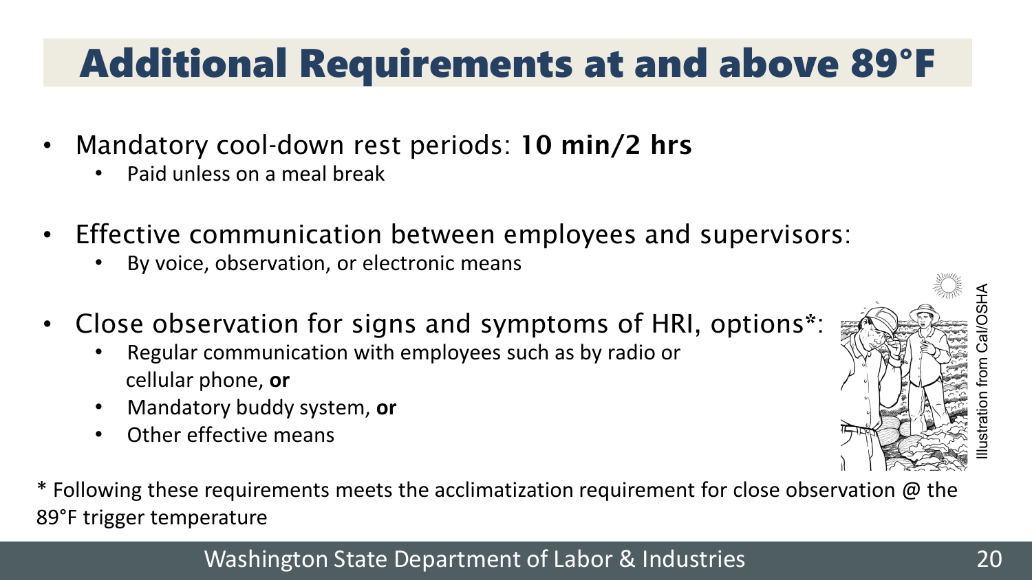# Additional Requirements at and above 89°F

- Mandatory cool-down rest periods: **10 min/2 hrs**
  - Paid unless on a meal break
- Effective communication between employees and supervisors:
  - By voice, observation, or electronic means
- Close observation for signs and symptoms of HRI, options*:
  - Regular communication with employees such as by radio or cellular phone, **or**
  - Mandatory buddy system, **or**
  - Other effective means

Illustration from Cal/OSHA

* Following these requirements meets the acclimatization requirement for close observation @ the 89°F trigger temperature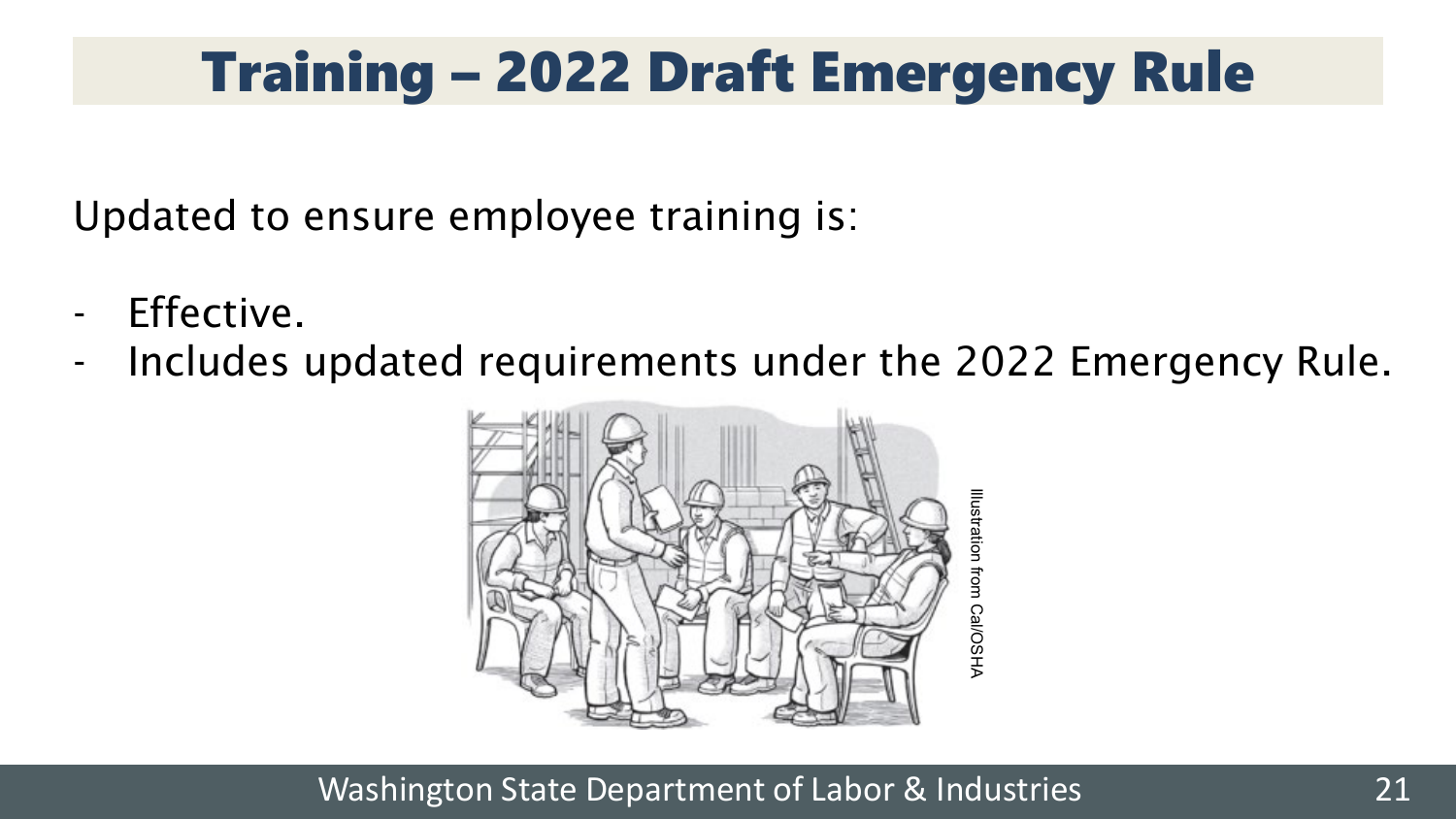# Training – 2022 Draft Emergency Rule

Updated to ensure employee training is:

- Effective.
- Includes updated requirements under the 2022 Emergency Rule.

Illustration from Cal/OSHA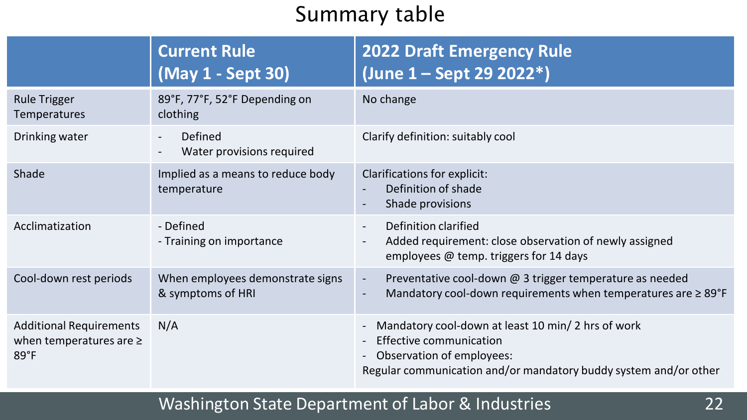# Summary table

| | Current Rule (May 1 - Sept 30) | 2022 Draft Emergency Rule (June 1 – Sept 29 2022*) |
|---|---|---|
| Rule Trigger Temperatures | 89°F, 77°F, 52°F Depending on clothing | No change |
| Drinking water | - Defined<br>- Water provisions required | Clarify definition: suitably cool |
| Shade | Implied as a means to reduce body temperature | Clarifications for explicit:<br>- Definition of shade<br>- Shade provisions |
| Acclimatization | - Defined<br>- Training on importance | - Definition clarified<br>- Added requirement: close observation of newly assigned employees @ temp. triggers for 14 days |
| Cool-down rest periods | When employees demonstrate signs & symptoms of HRI | - Preventative cool-down @ 3 trigger temperature as needed<br>- Mandatory cool-down requirements when temperatures are ≥ 89°F |
| Additional Requirements when temperatures are ≥ 89°F | N/A | - Mandatory cool-down at least 10 min/ 2 hrs of work<br>- Effective communication<br>- Observation of employees:<br>Regular communication and/or mandatory buddy system and/or other |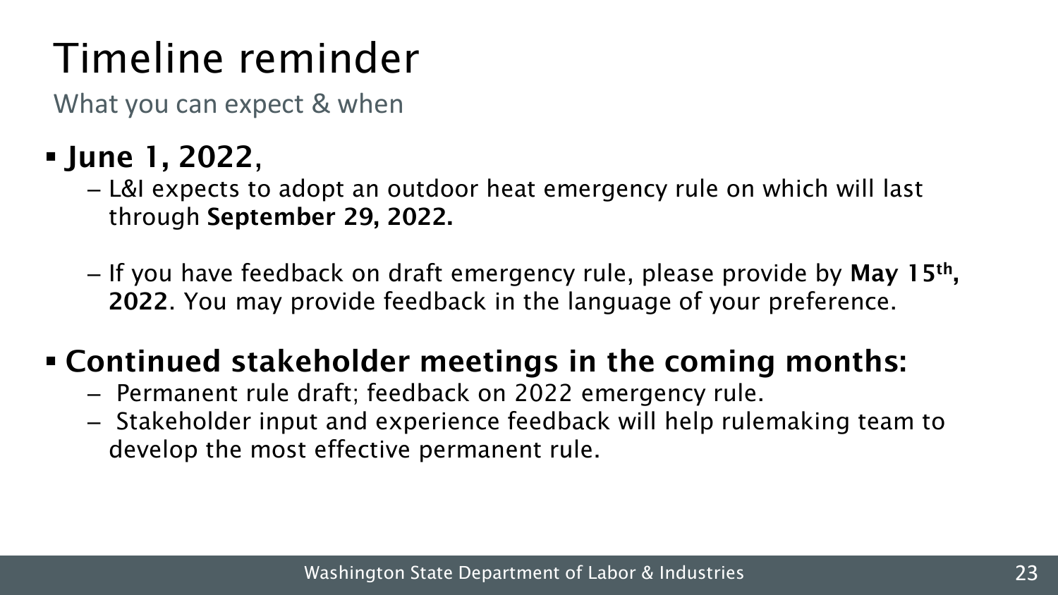# Timeline reminder

What you can expect & when

- **June 1, 2022**,
  - L&I expects to adopt an outdoor heat emergency rule on which will last through **September 29, 2022.**
  - If you have feedback on draft emergency rule, please provide by **May 15th, 2022**. You may provide feedback in the language of your preference.
- **Continued stakeholder meetings in the coming months:**
  - Permanent rule draft; feedback on 2022 emergency rule.
  - Stakeholder input and experience feedback will help rulemaking team to develop the most effective permanent rule.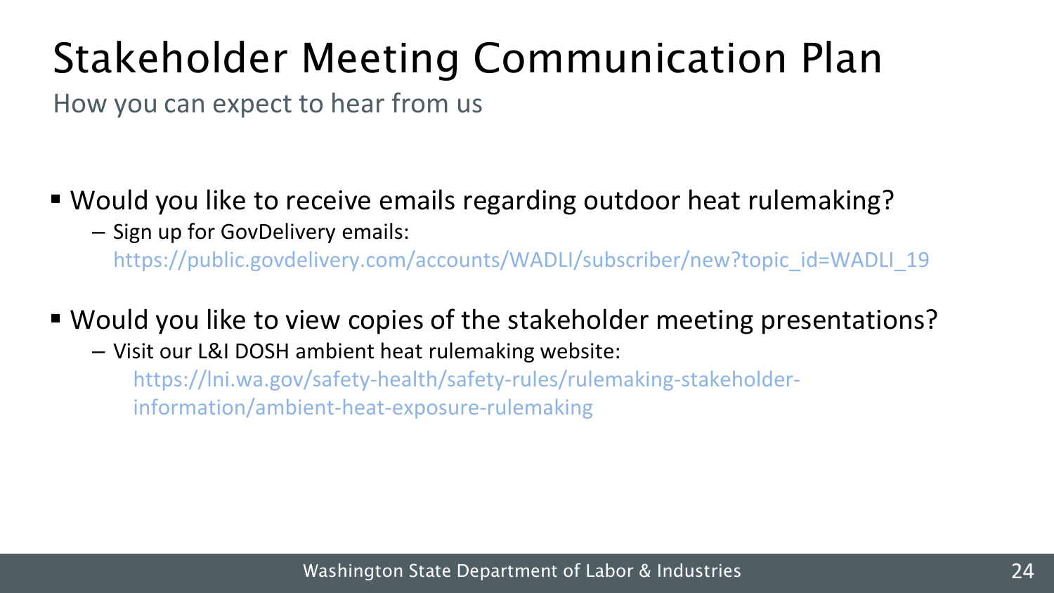# Stakeholder Meeting Communication Plan

How you can expect to hear from us

- Would you like to receive emails regarding outdoor heat rulemaking?
  - Sign up for GovDelivery emails: https://public.govdelivery.com/accounts/WADLI/subscriber/new?topic_id=WADLI_19
- Would you like to view copies of the stakeholder meeting presentations?
  - Visit our L&I DOSH ambient heat rulemaking website: https://lni.wa.gov/safety-health/safety-rules/rulemaking-stakeholder-information/ambient-heat-exposure-rulemaking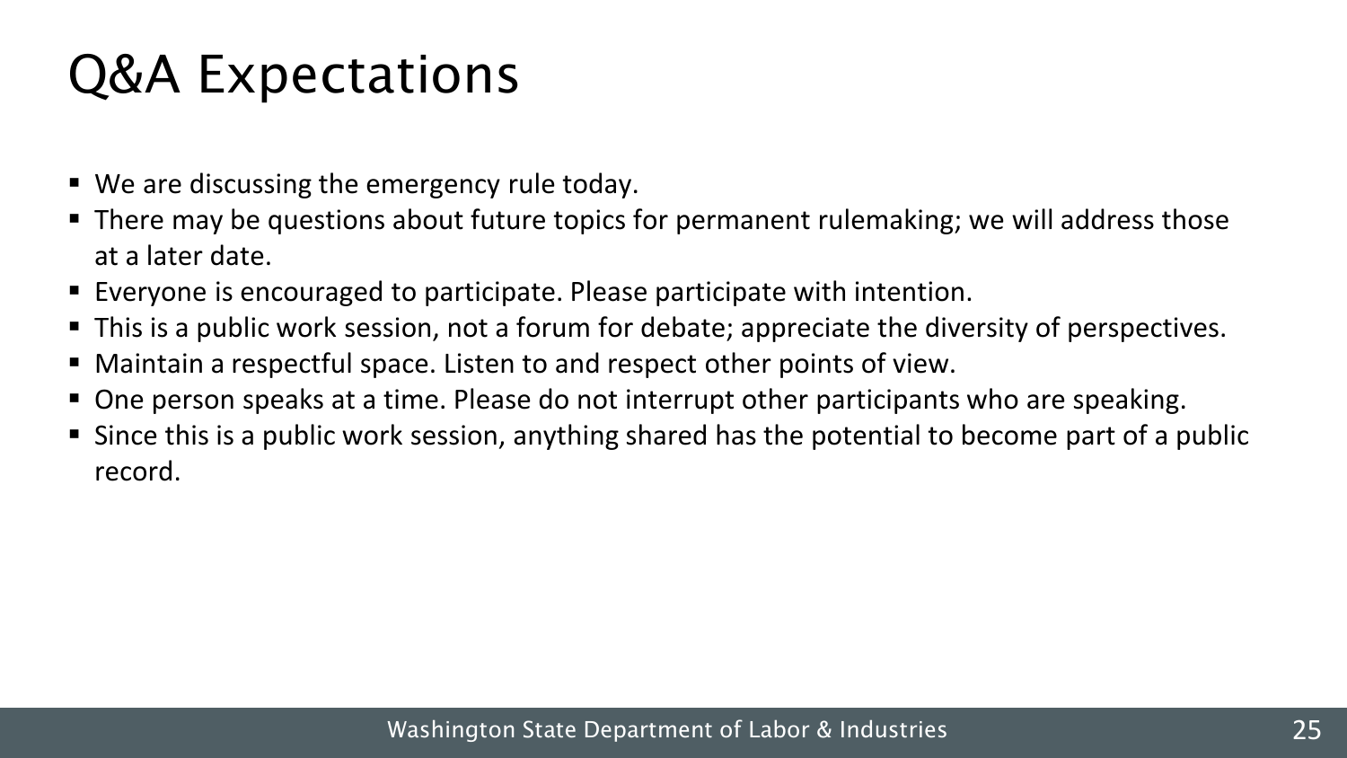# Q&A Expectations

- We are discussing the emergency rule today.
- There may be questions about future topics for permanent rulemaking; we will address those at a later date.
- Everyone is encouraged to participate. Please participate with intention.
- This is a public work session, not a forum for debate; appreciate the diversity of perspectives.
- Maintain a respectful space. Listen to and respect other points of view.
- One person speaks at a time. Please do not interrupt other participants who are speaking.
- Since this is a public work session, anything shared has the potential to become part of a public record.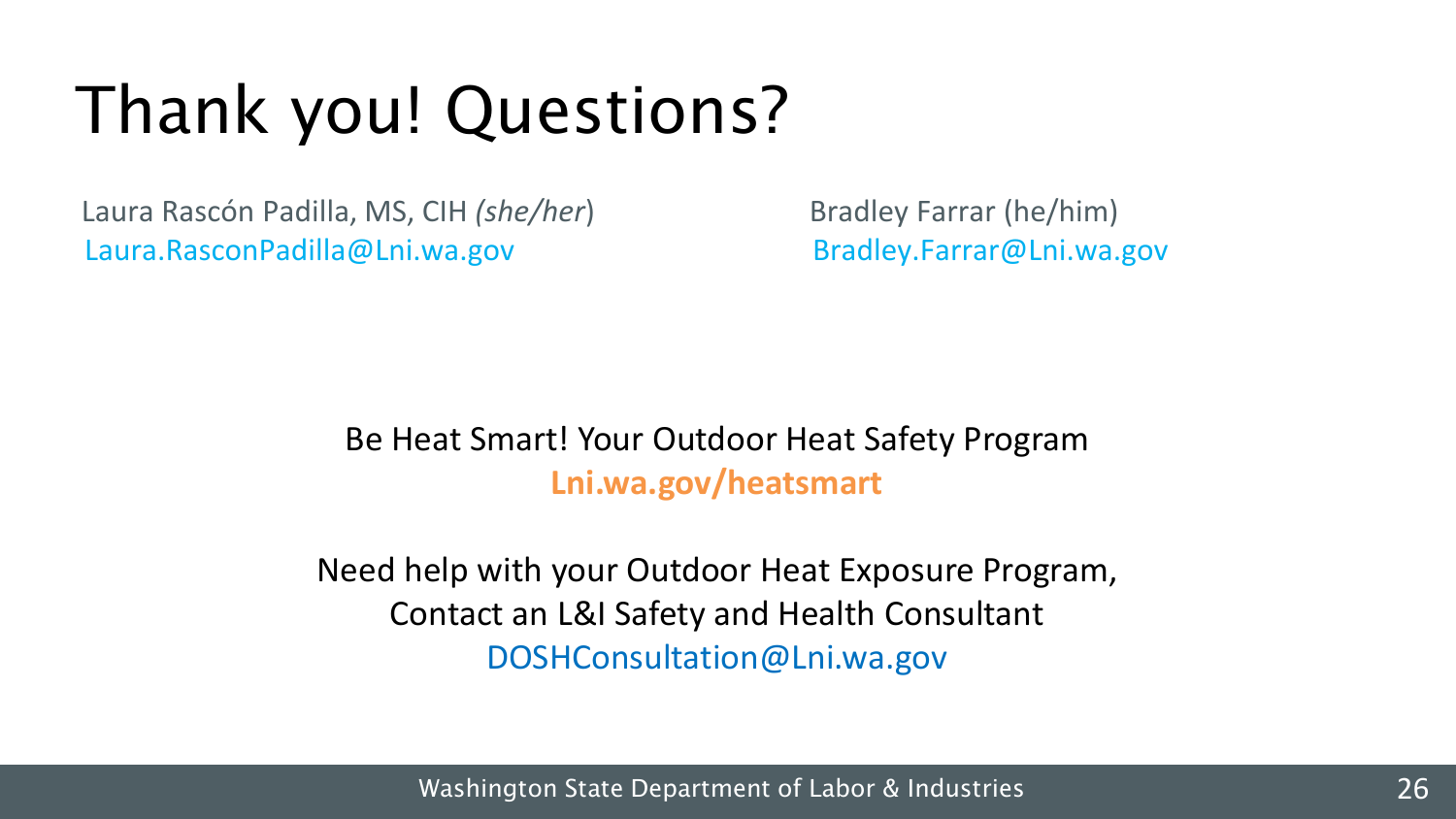# Thank you! Questions?

Laura Rascón Padilla, MS, CIH *(she/her)*
Laura.RasconPadilla@Lni.wa.gov

Bradley Farrar (he/him)
Bradley.Farrar@Lni.wa.gov

Be Heat Smart! Your Outdoor Heat Safety Program
**Lni.wa.gov/heatsmart**

Need help with your Outdoor Heat Exposure Program,
Contact an L&I Safety and Health Consultant
DOSHConsultation@Lni.wa.gov